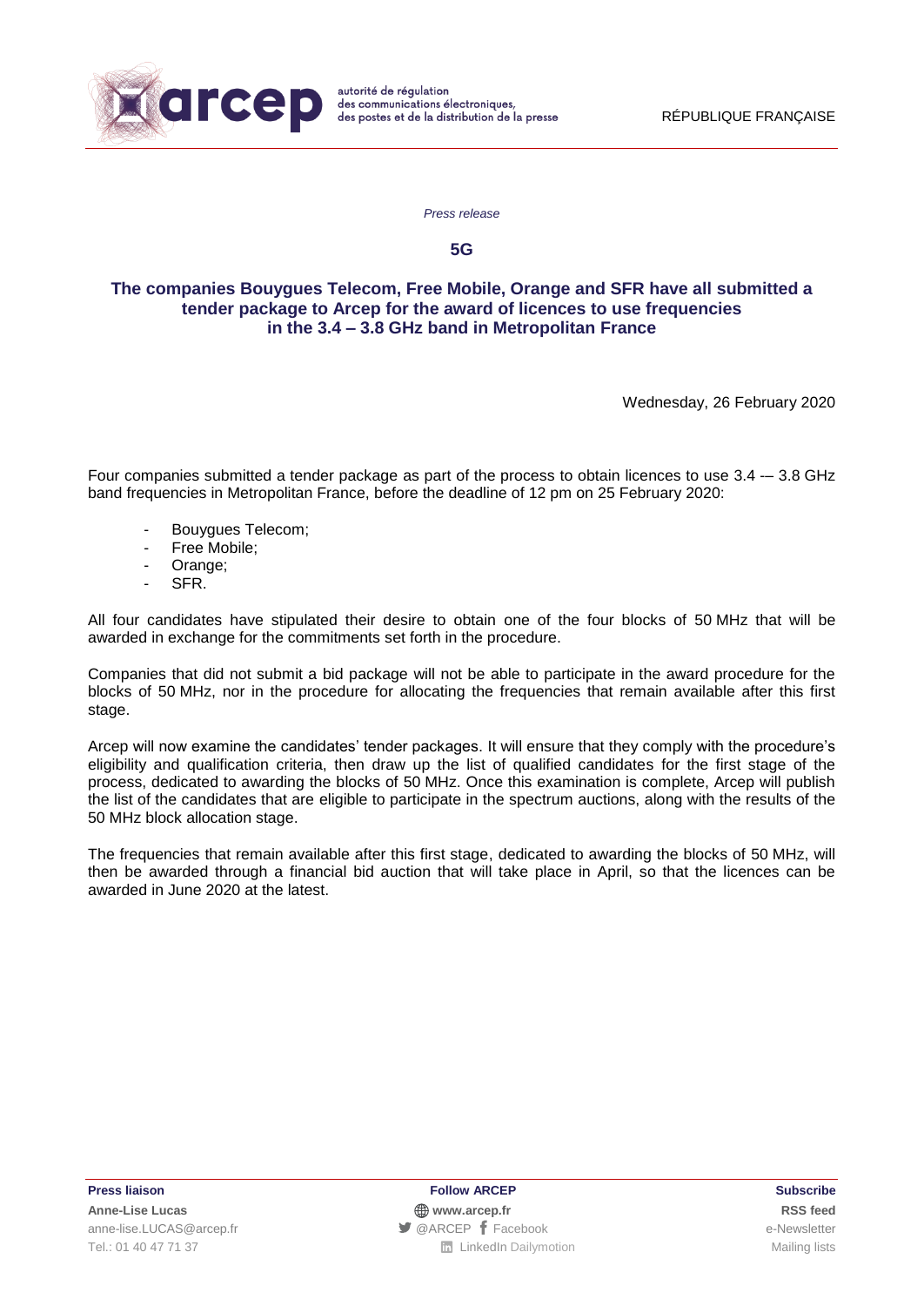arcep — autorité de régulation des communications électroniques, des postes et de la distribution de la presse

RÉPUBLIQUE FRANÇAISE

*Press release*

**5G**

# The companies Bouygues Telecom, Free Mobile, Orange and SFR have all submitted a tender package to Arcep for the award of licences to use frequencies in the 3.4 – 3.8 GHz band in Metropolitan France

Wednesday, 26 February 2020

Four companies submitted a tender package as part of the process to obtain licences to use 3.4 -– 3.8 GHz band frequencies in Metropolitan France, before the deadline of 12 pm on 25 February 2020:

- Bouygues Telecom;
- Free Mobile;
- Orange;
- SFR.

All four candidates have stipulated their desire to obtain one of the four blocks of 50 MHz that will be awarded in exchange for the commitments set forth in the procedure.

Companies that did not submit a bid package will not be able to participate in the award procedure for the blocks of 50 MHz, nor in the procedure for allocating the frequencies that remain available after this first stage.

Arcep will now examine the candidates' tender packages. It will ensure that they comply with the procedure's eligibility and qualification criteria, then draw up the list of qualified candidates for the first stage of the process, dedicated to awarding the blocks of 50 MHz. Once this examination is complete, Arcep will publish the list of the candidates that are eligible to participate in the spectrum auctions, along with the results of the 50 MHz block allocation stage.

The frequencies that remain available after this first stage, dedicated to awarding the blocks of 50 MHz, will then be awarded through a financial bid auction that will take place in April, so that the licences can be awarded in June 2020 at the latest.

**Press liaison**
**Anne-Lise Lucas**
anne-lise.LUCAS@arcep.fr
Tel.: 01 40 47 71 37

**Follow ARCEP**
**www.arcep.fr**
@ARCEP Facebook
LinkedIn Dailymotion

**Subscribe**
**RSS feed**
e-Newsletter
Mailing lists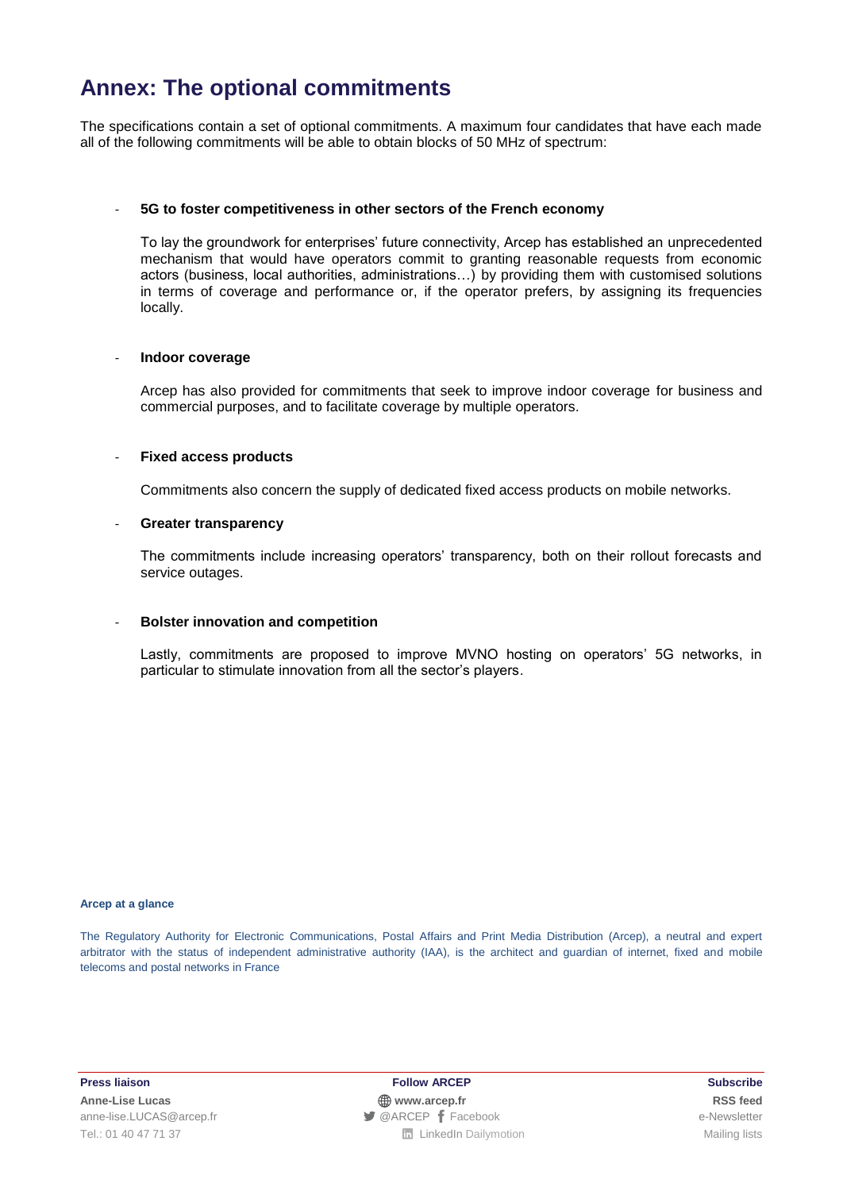# Annex: The optional commitments

The specifications contain a set of optional commitments. A maximum four candidates that have each made all of the following commitments will be able to obtain blocks of 50 MHz of spectrum:

- **5G to foster competitiveness in other sectors of the French economy**

  To lay the groundwork for enterprises' future connectivity, Arcep has established an unprecedented mechanism that would have operators commit to granting reasonable requests from economic actors (business, local authorities, administrations…) by providing them with customised solutions in terms of coverage and performance or, if the operator prefers, by assigning its frequencies locally.

- **Indoor coverage**

  Arcep has also provided for commitments that seek to improve indoor coverage for business and commercial purposes, and to facilitate coverage by multiple operators.

- **Fixed access products**

  Commitments also concern the supply of dedicated fixed access products on mobile networks.

- **Greater transparency**

  The commitments include increasing operators' transparency, both on their rollout forecasts and service outages.

- **Bolster innovation and competition**

  Lastly, commitments are proposed to improve MVNO hosting on operators' 5G networks, in particular to stimulate innovation from all the sector's players.

**Arcep at a glance**

The Regulatory Authority for Electronic Communications, Postal Affairs and Print Media Distribution (Arcep), a neutral and expert arbitrator with the status of independent administrative authority (IAA), is the architect and guardian of internet, fixed and mobile telecoms and postal networks in France

**Press liaison**
**Anne-Lise Lucas**
anne-lise.LUCAS@arcep.fr
Tel.: 01 40 47 71 37

**Follow ARCEP**
**www.arcep.fr**
@ARCEP Facebook
LinkedIn Dailymotion

**Subscribe**
**RSS feed**
e-Newsletter
Mailing lists